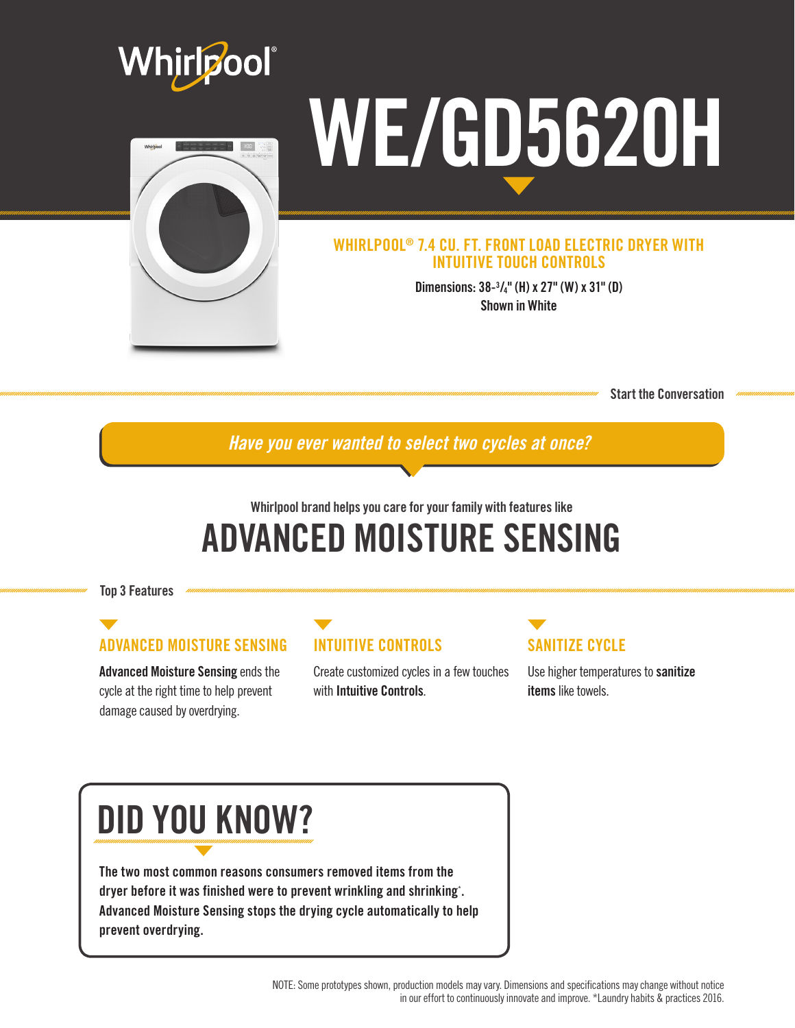Whirlpool®

# WE/GD5620H

## WHIRLPOOL® 7.4 CU. FT. FRONT LOAD ELECTRIC DRYER WITH INTUITIVE TOUCH CONTROLS

**Dimensions: 38-3/4" (H) x 27" (W) x 31" (D)**

**Shown in White**

**Start the Conversation**

*Have you ever wanted to select two cycles at once?*

Whirlpool brand helps you care for your family with features like

# ADVANCED MOISTURE SENSING

**Top 3 Features**

### ADVANCED MOISTURE SENSING

**Advanced Moisture Sensing** ends the cycle at the right time to help prevent damage caused by overdrying.

### INTUITIVE CONTROLS

Create customized cycles in a few touches with **Intuitive Controls**.

### SANITIZE CYCLE

Use higher temperatures to **sanitize items** like towels.

## DID YOU KNOW?

**The two most common reasons consumers removed items from the dryer before it was finished were to prevent wrinkling and shrinking*. Advanced Moisture Sensing stops the drying cycle automatically to help prevent overdrying.**

NOTE: Some prototypes shown, production models may vary. Dimensions and specifications may change without notice in our effort to continuously innovate and improve. *Laundry habits & practices 2016.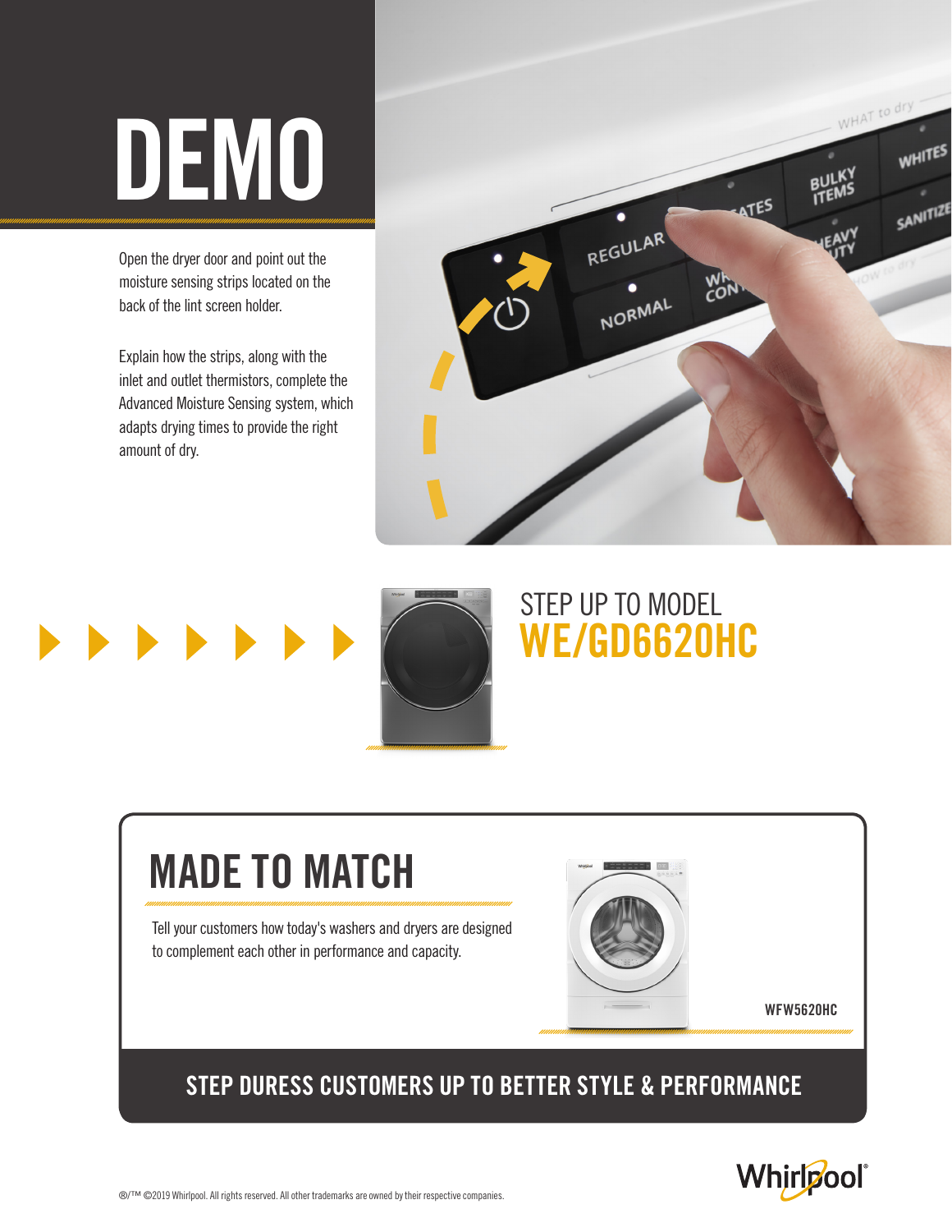# DEMO

Open the dryer door and point out the moisture sensing strips located on the back of the lint screen holder.

Explain how the strips, along with the inlet and outlet thermistors, complete the Advanced Moisture Sensing system, which adapts drying times to provide the right amount of dry.

## STEP UP TO MODEL WE/GD6620HC

## MADE TO MATCH

Tell your customers how today's washers and dryers are designed to complement each other in performance and capacity.

WFW5620HC

**STEP DURESS CUSTOMERS UP TO BETTER STYLE & PERFORMANCE**

®/™ ©2019 Whirlpool. All rights reserved. All other trademarks are owned by their respective companies.